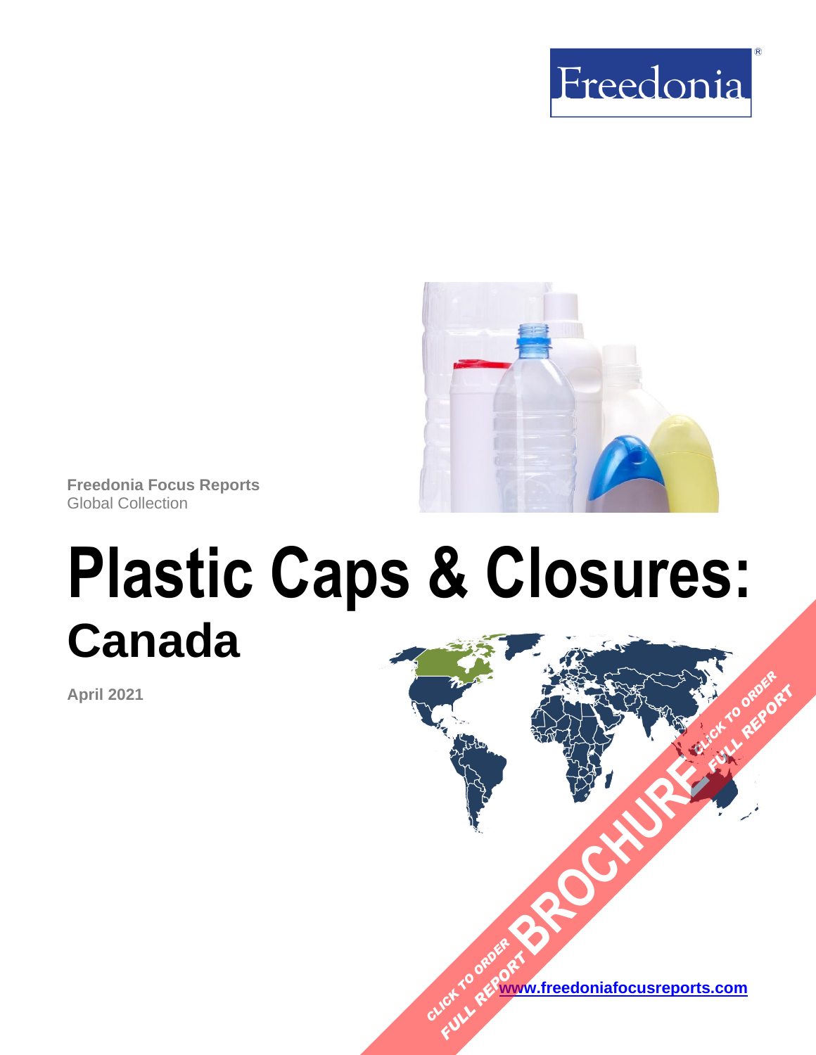Freedonia

Freedonia Focus Reports
Global Collection

# Plastic Caps & Closures:
## Canada

April 2021

CLICK TO ORDER FULL REPORT BROCHURE CLICK TO ORDER FULL REPORT

www.freedoniafocusreports.com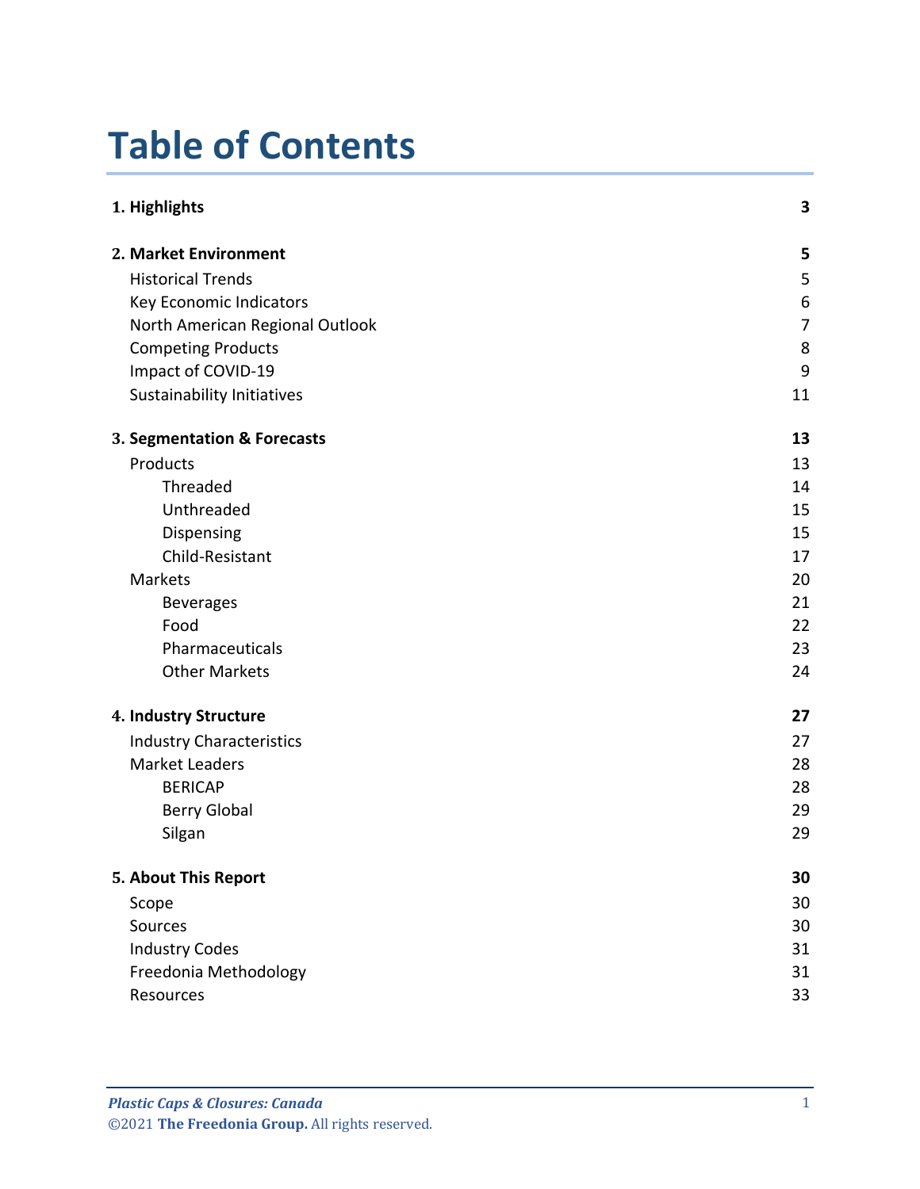# Table of Contents

| | |
|---|---|
| **1. Highlights** | **3** |
| **2. Market Environment** | **5** |
| Historical Trends | 5 |
| Key Economic Indicators | 6 |
| North American Regional Outlook | 7 |
| Competing Products | 8 |
| Impact of COVID-19 | 9 |
| Sustainability Initiatives | 11 |
| **3. Segmentation & Forecasts** | **13** |
| Products | 13 |
| Threaded | 14 |
| Unthreaded | 15 |
| Dispensing | 15 |
| Child-Resistant | 17 |
| Markets | 20 |
| Beverages | 21 |
| Food | 22 |
| Pharmaceuticals | 23 |
| Other Markets | 24 |
| **4. Industry Structure** | **27** |
| Industry Characteristics | 27 |
| Market Leaders | 28 |
| BERICAP | 28 |
| Berry Global | 29 |
| Silgan | 29 |
| **5. About This Report** | **30** |
| Scope | 30 |
| Sources | 30 |
| Industry Codes | 31 |
| Freedonia Methodology | 31 |
| Resources | 33 |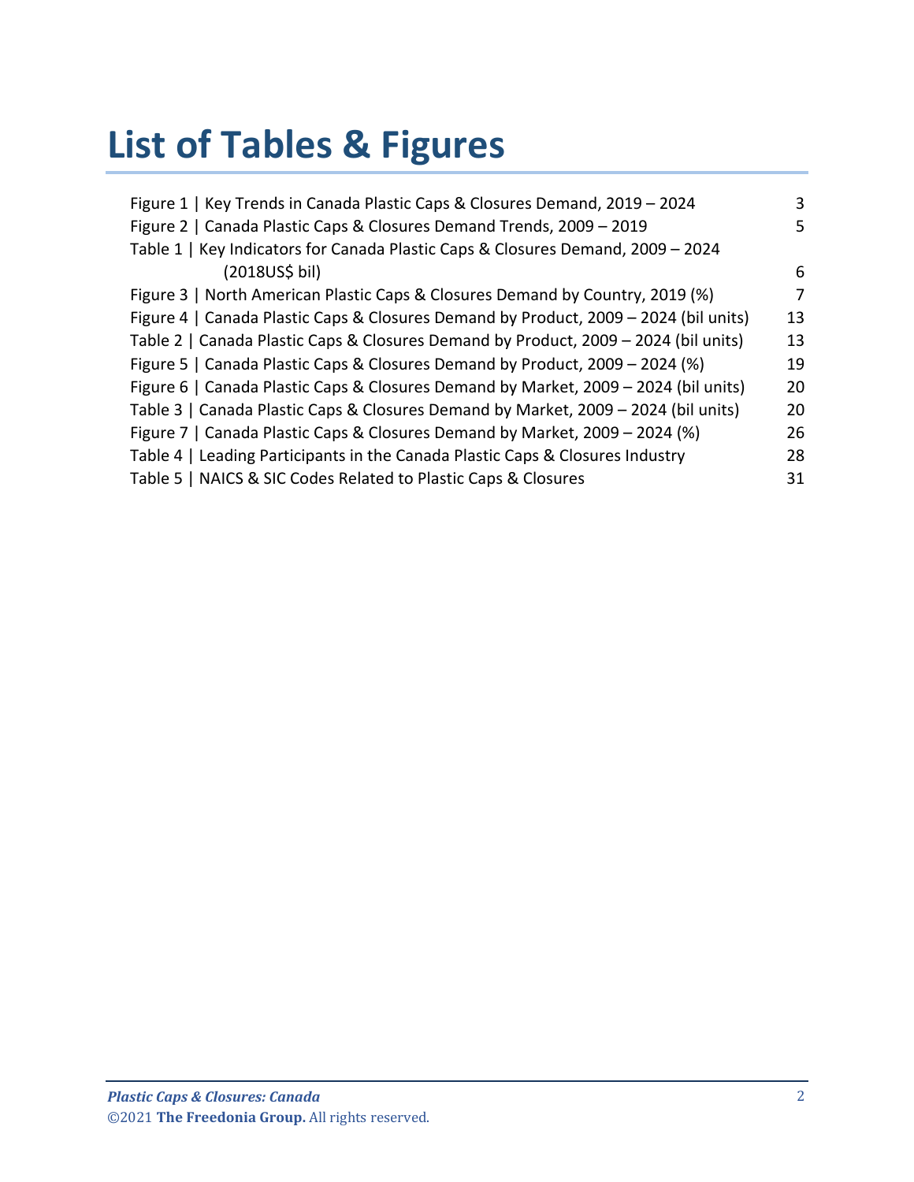# List of Tables & Figures

Figure 1 | Key Trends in Canada Plastic Caps & Closures Demand, 2019 – 2024 3
Figure 2 | Canada Plastic Caps & Closures Demand Trends, 2009 – 2019 5
Table 1 | Key Indicators for Canada Plastic Caps & Closures Demand, 2009 – 2024 (2018US$ bil) 6
Figure 3 | North American Plastic Caps & Closures Demand by Country, 2019 (%) 7
Figure 4 | Canada Plastic Caps & Closures Demand by Product, 2009 – 2024 (bil units) 13
Table 2 | Canada Plastic Caps & Closures Demand by Product, 2009 – 2024 (bil units) 13
Figure 5 | Canada Plastic Caps & Closures Demand by Product, 2009 – 2024 (%) 19
Figure 6 | Canada Plastic Caps & Closures Demand by Market, 2009 – 2024 (bil units) 20
Table 3 | Canada Plastic Caps & Closures Demand by Market, 2009 – 2024 (bil units) 20
Figure 7 | Canada Plastic Caps & Closures Demand by Market, 2009 – 2024 (%) 26
Table 4 | Leading Participants in the Canada Plastic Caps & Closures Industry 28
Table 5 | NAICS & SIC Codes Related to Plastic Caps & Closures 31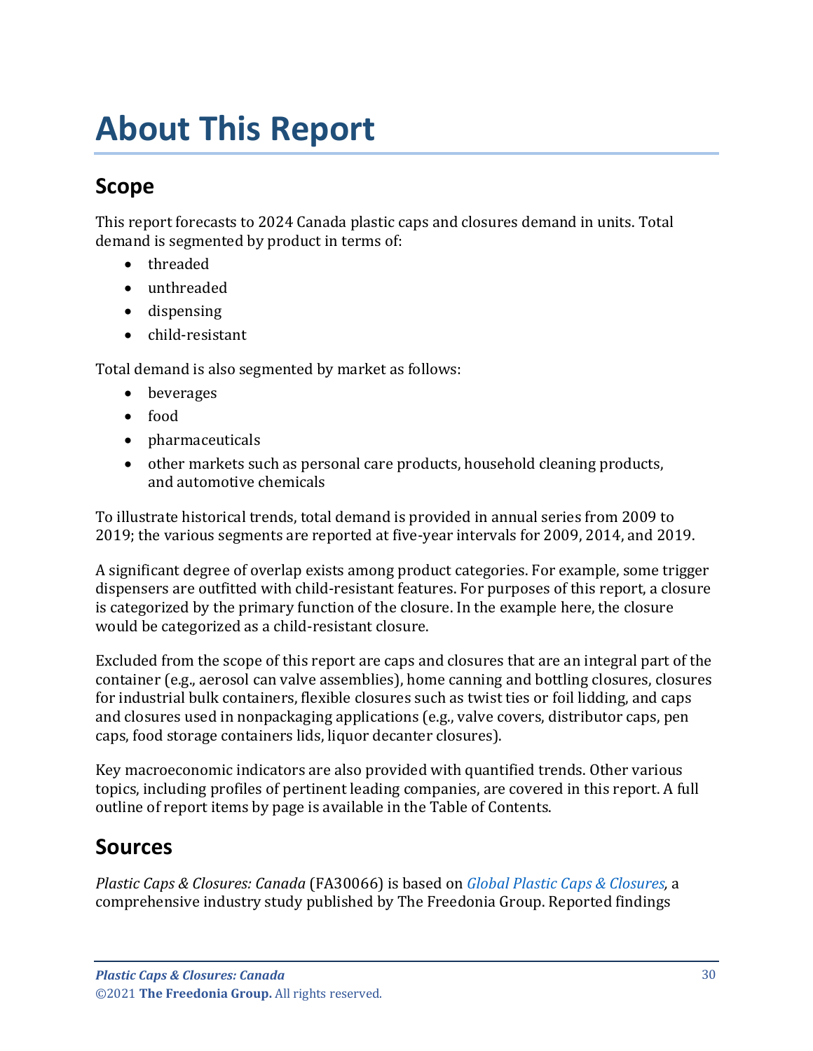# About This Report

## Scope

This report forecasts to 2024 Canada plastic caps and closures demand in units. Total demand is segmented by product in terms of:

- threaded
- unthreaded
- dispensing
- child-resistant

Total demand is also segmented by market as follows:

- beverages
- food
- pharmaceuticals
- other markets such as personal care products, household cleaning products, and automotive chemicals

To illustrate historical trends, total demand is provided in annual series from 2009 to 2019; the various segments are reported at five-year intervals for 2009, 2014, and 2019.

A significant degree of overlap exists among product categories. For example, some trigger dispensers are outfitted with child-resistant features. For purposes of this report, a closure is categorized by the primary function of the closure. In the example here, the closure would be categorized as a child-resistant closure.

Excluded from the scope of this report are caps and closures that are an integral part of the container (e.g., aerosol can valve assemblies), home canning and bottling closures, closures for industrial bulk containers, flexible closures such as twist ties or foil lidding, and caps and closures used in nonpackaging applications (e.g., valve covers, distributor caps, pen caps, food storage containers lids, liquor decanter closures).

Key macroeconomic indicators are also provided with quantified trends. Other various topics, including profiles of pertinent leading companies, are covered in this report. A full outline of report items by page is available in the Table of Contents.

## Sources

*Plastic Caps & Closures: Canada* (FA30066) is based on *Global Plastic Caps & Closures*, a comprehensive industry study published by The Freedonia Group. Reported findings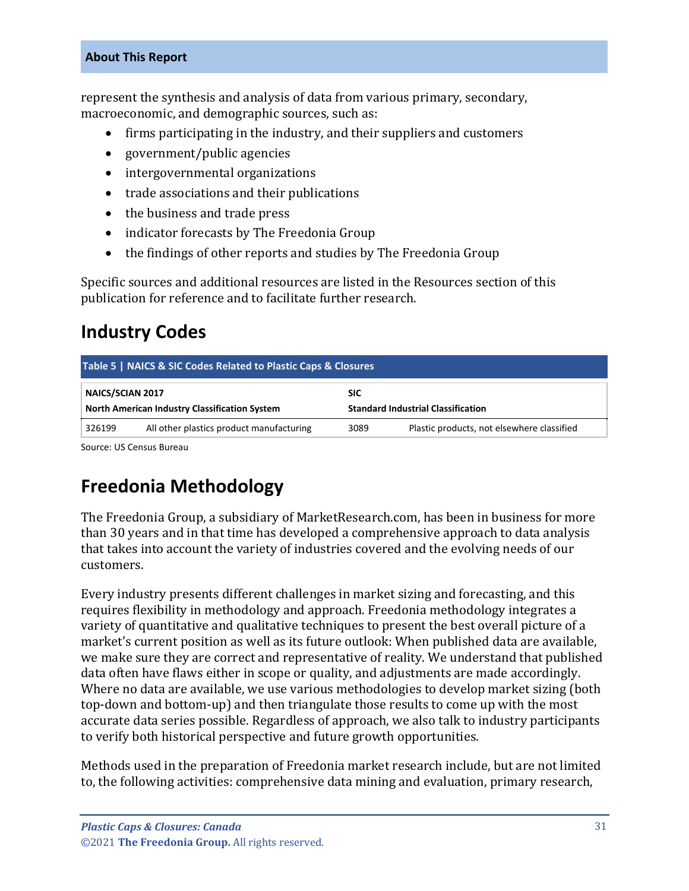represent the synthesis and analysis of data from various primary, secondary, macroeconomic, and demographic sources, such as:

- firms participating in the industry, and their suppliers and customers
- government/public agencies
- intergovernmental organizations
- trade associations and their publications
- the business and trade press
- indicator forecasts by The Freedonia Group
- the findings of other reports and studies by The Freedonia Group

Specific sources and additional resources are listed in the Resources section of this publication for reference and to facilitate further research.

## Industry Codes

**Table 5 | NAICS & SIC Codes Related to Plastic Caps & Closures**

| NAICS/SCIAN 2017 North American Industry Classification System | | SIC Standard Industrial Classification | |
|---|---|---|---|
| 326199 | All other plastics product manufacturing | 3089 | Plastic products, not elsewhere classified |

Source: US Census Bureau

## Freedonia Methodology

The Freedonia Group, a subsidiary of MarketResearch.com, has been in business for more than 30 years and in that time has developed a comprehensive approach to data analysis that takes into account the variety of industries covered and the evolving needs of our customers.

Every industry presents different challenges in market sizing and forecasting, and this requires flexibility in methodology and approach. Freedonia methodology integrates a variety of quantitative and qualitative techniques to present the best overall picture of a market's current position as well as its future outlook: When published data are available, we make sure they are correct and representative of reality. We understand that published data often have flaws either in scope or quality, and adjustments are made accordingly. Where no data are available, we use various methodologies to develop market sizing (both top-down and bottom-up) and then triangulate those results to come up with the most accurate data series possible. Regardless of approach, we also talk to industry participants to verify both historical perspective and future growth opportunities.

Methods used in the preparation of Freedonia market research include, but are not limited to, the following activities: comprehensive data mining and evaluation, primary research,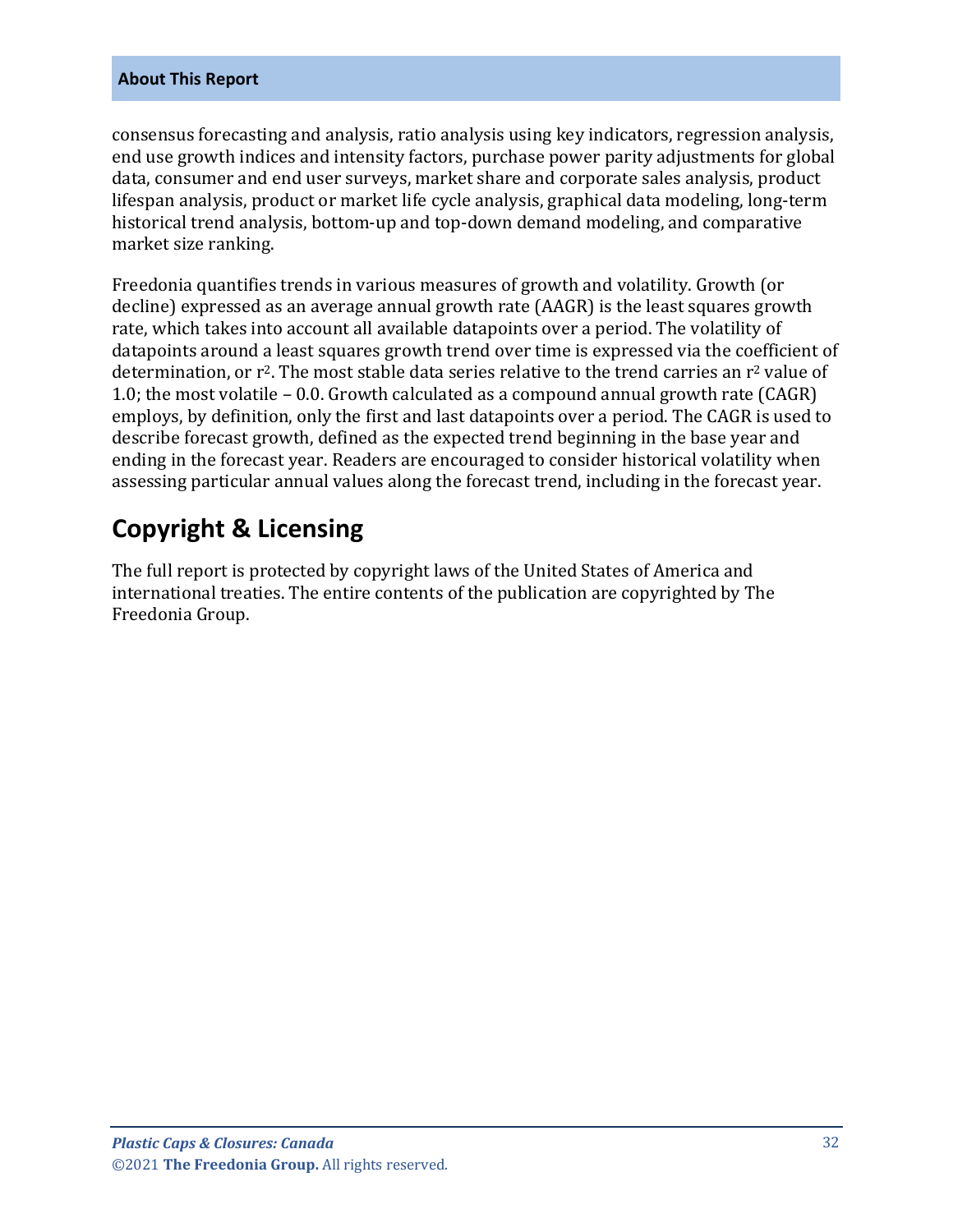consensus forecasting and analysis, ratio analysis using key indicators, regression analysis, end use growth indices and intensity factors, purchase power parity adjustments for global data, consumer and end user surveys, market share and corporate sales analysis, product lifespan analysis, product or market life cycle analysis, graphical data modeling, long-term historical trend analysis, bottom-up and top-down demand modeling, and comparative market size ranking.

Freedonia quantifies trends in various measures of growth and volatility. Growth (or decline) expressed as an average annual growth rate (AAGR) is the least squares growth rate, which takes into account all available datapoints over a period. The volatility of datapoints around a least squares growth trend over time is expressed via the coefficient of determination, or $r^2$. The most stable data series relative to the trend carries an $r^2$ value of 1.0; the most volatile – 0.0. Growth calculated as a compound annual growth rate (CAGR) employs, by definition, only the first and last datapoints over a period. The CAGR is used to describe forecast growth, defined as the expected trend beginning in the base year and ending in the forecast year. Readers are encouraged to consider historical volatility when assessing particular annual values along the forecast trend, including in the forecast year.

## Copyright & Licensing

The full report is protected by copyright laws of the United States of America and international treaties. The entire contents of the publication are copyrighted by The Freedonia Group.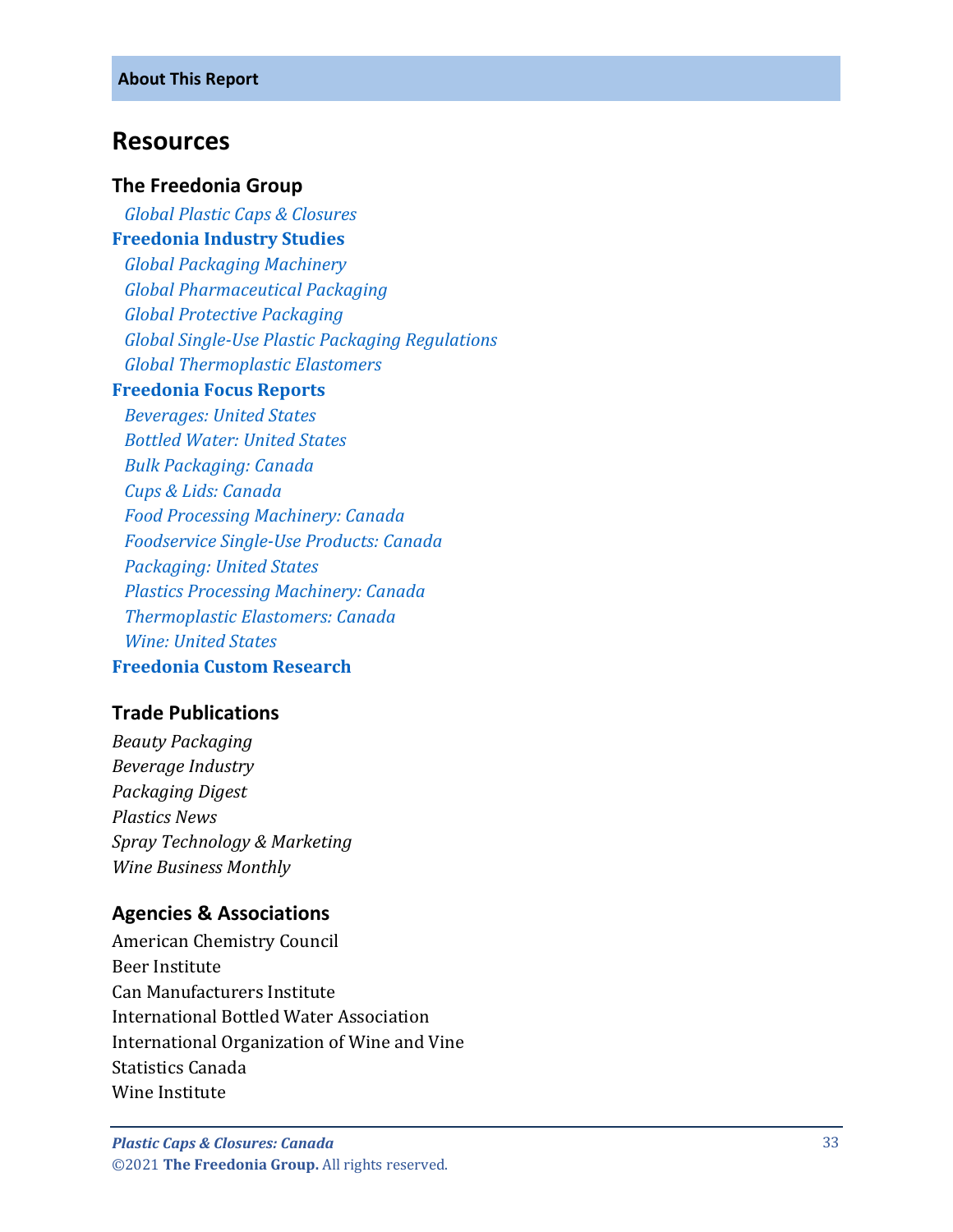**About This Report**

## Resources

### The Freedonia Group

*Global Plastic Caps & Closures*

**Freedonia Industry Studies**

*Global Packaging Machinery*
*Global Pharmaceutical Packaging*
*Global Protective Packaging*
*Global Single-Use Plastic Packaging Regulations*
*Global Thermoplastic Elastomers*

**Freedonia Focus Reports**

*Beverages: United States*
*Bottled Water: United States*
*Bulk Packaging: Canada*
*Cups & Lids: Canada*
*Food Processing Machinery: Canada*
*Foodservice Single-Use Products: Canada*
*Packaging: United States*
*Plastics Processing Machinery: Canada*
*Thermoplastic Elastomers: Canada*
*Wine: United States*

**Freedonia Custom Research**

### Trade Publications

*Beauty Packaging*
*Beverage Industry*
*Packaging Digest*
*Plastics News*
*Spray Technology & Marketing*
*Wine Business Monthly*

### Agencies & Associations

American Chemistry Council
Beer Institute
Can Manufacturers Institute
International Bottled Water Association
International Organization of Wine and Vine
Statistics Canada
Wine Institute